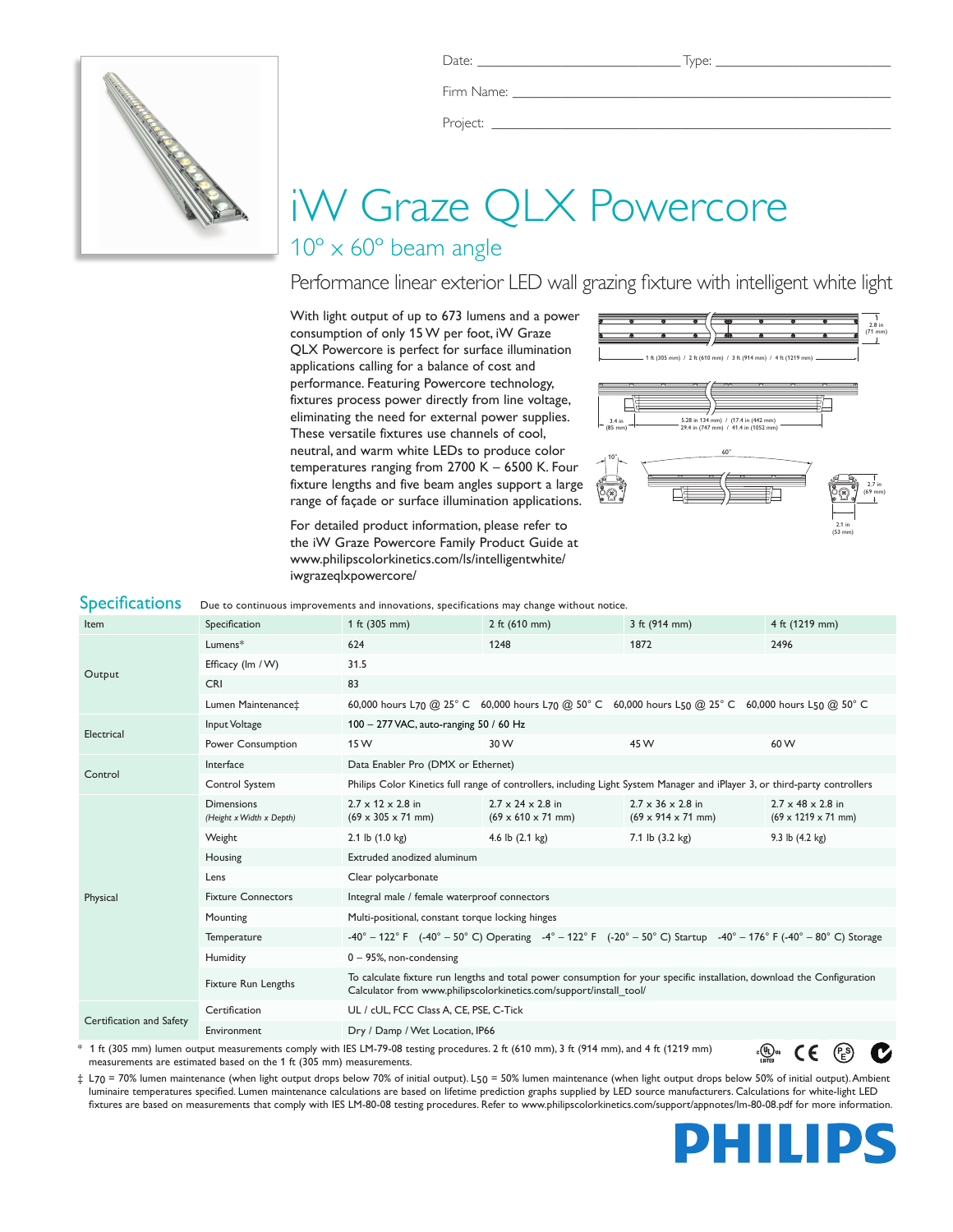Date: ______________________ Type: ______________________

Firm Name: ______________________

Project: ______________________

# iW Graze QLX Powercore

## 10° x 60° beam angle

### Performance linear exterior LED wall grazing fixture with intelligent white light

With light output of up to 673 lumens and a power consumption of only 15 W per foot, iW Graze QLX Powercore is perfect for surface illumination applications calling for a balance of cost and performance. Featuring Powercore technology, fixtures process power directly from line voltage, eliminating the need for external power supplies. These versatile fixtures use channels of cool, neutral, and warm white LEDs to produce color temperatures ranging from 2700 K – 6500 K. Four fixture lengths and five beam angles support a large range of façade or surface illumination applications.

For detailed product information, please refer to the iW Graze Powercore Family Product Guide at www.philipscolorkinetics.com/ls/intelligentwhite/iwgrazeqlxpowercore/

## Specifications

Due to continuous improvements and innovations, specifications may change without notice.

| Item | Specification | 1 ft (305 mm) | 2 ft (610 mm) | 3 ft (914 mm) | 4 ft (1219 mm) |
|---|---|---|---|---|---|
| Output | Lumens* | 624 | 1248 | 1872 | 2496 |
| | Efficacy (lm / W) | 31.5 | | | |
| | CRI | 83 | | | |
| | Lumen Maintenance‡ | 60,000 hours $L_{70}$ @ 25° C | 60,000 hours $L_{70}$ @ 50° C | 60,000 hours $L_{50}$ @ 25° C | 60,000 hours $L_{50}$ @ 50° C |
| Electrical | Input Voltage | 100 – 277 VAC, auto-ranging 50 / 60 Hz | | | |
| | Power Consumption | 15 W | 30 W | 45 W | 60 W |
| Control | Interface | Data Enabler Pro (DMX or Ethernet) | | | |
| | Control System | Philips Color Kinetics full range of controllers, including Light System Manager and iPlayer 3, or third-party controllers | | | |
| Physical | Dimensions *(Height x Width x Depth)* | 2.7 x 12 x 2.8 in (69 x 305 x 71 mm) | 2.7 x 24 x 2.8 in (69 x 610 x 71 mm) | 2.7 x 36 x 2.8 in (69 x 914 x 71 mm) | 2.7 x 48 x 2.8 in (69 x 1219 x 71 mm) |
| | Weight | 2.1 lb (1.0 kg) | 4.6 lb (2.1 kg) | 7.1 lb (3.2 kg) | 9.3 lb (4.2 kg) |
| | Housing | Extruded anodized aluminum | | | |
| | Lens | Clear polycarbonate | | | |
| | Fixture Connectors | Integral male / female waterproof connectors | | | |
| | Mounting | Multi-positional, constant torque locking hinges | | | |
| | Temperature | -40° – 122° F (-40° – 50° C) Operating -4° – 122° F (-20° – 50° C) Startup -40° – 176° F (-40° – 80° C) Storage | | | |
| | Humidity | 0 – 95%, non-condensing | | | |
| | Fixture Run Lengths | To calculate fixture run lengths and total power consumption for your specific installation, download the Configuration Calculator from www.philipscolorkinetics.com/support/install_tool/ | | | |
| Certification and Safety | Certification | UL / cUL, FCC Class A, CE, PSE, C-Tick | | | |
| | Environment | Dry / Damp / Wet Location, IP66 | | | |

\* 1 ft (305 mm) lumen output measurements comply with IES LM-79-08 testing procedures. 2 ft (610 mm), 3 ft (914 mm), and 4 ft (1219 mm) measurements are estimated based on the 1 ft (305 mm) measurements.

‡ $L_{70}$ = 70% lumen maintenance (when light output drops below 70% of initial output). $L_{50}$ = 50% lumen maintenance (when light output drops below 50% of initial output). Ambient luminaire temperatures specified. Lumen maintenance calculations are based on lifetime prediction graphs supplied by LED source manufacturers. Calculations for white-light LED fixtures are based on measurements that comply with IES LM-80-08 testing procedures. Refer to www.philipscolorkinetics.com/support/appnotes/lm-80-08.pdf for more information.

PHILIPS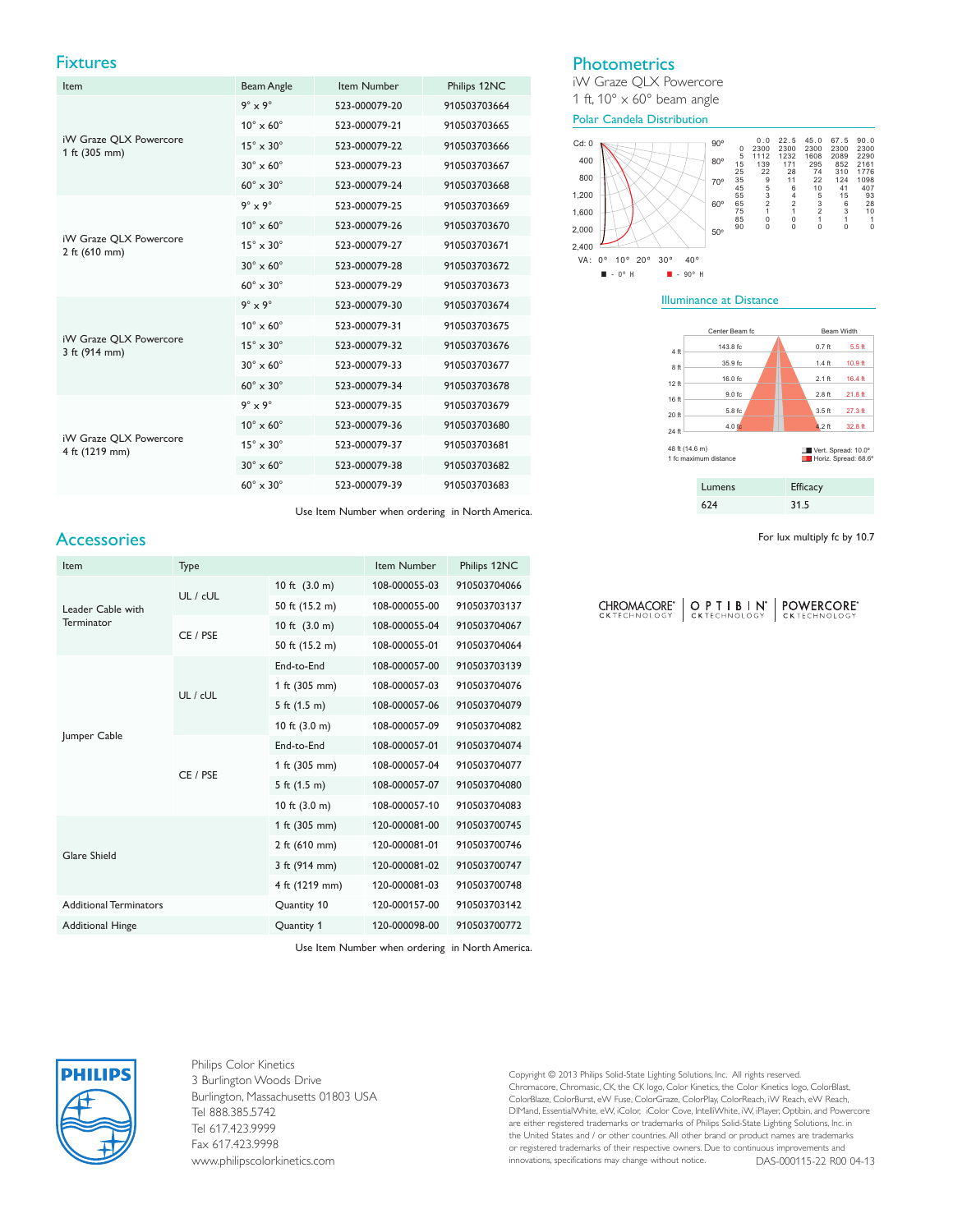## Fixtures

| Item | Beam Angle | Item Number | Philips 12NC |
|---|---|---|---|
| iW Graze QLX Powercore 1 ft (305 mm) | 9° x 9° | 523-000079-20 | 910503703664 |
| | 10° x 60° | 523-000079-21 | 910503703665 |
| | 15° x 30° | 523-000079-22 | 910503703666 |
| | 30° x 60° | 523-000079-23 | 910503703667 |
| | 60° x 30° | 523-000079-24 | 910503703668 |
| iW Graze QLX Powercore 2 ft (610 mm) | 9° x 9° | 523-000079-25 | 910503703669 |
| | 10° x 60° | 523-000079-26 | 910503703670 |
| | 15° x 30° | 523-000079-27 | 910503703671 |
| | 30° x 60° | 523-000079-28 | 910503703672 |
| | 60° x 30° | 523-000079-29 | 910503703673 |
| iW Graze QLX Powercore 3 ft (914 mm) | 9° x 9° | 523-000079-30 | 910503703674 |
| | 10° x 60° | 523-000079-31 | 910503703675 |
| | 15° x 30° | 523-000079-32 | 910503703676 |
| | 30° x 60° | 523-000079-33 | 910503703677 |
| | 60° x 30° | 523-000079-34 | 910503703678 |
| iW Graze QLX Powercore 4 ft (1219 mm) | 9° x 9° | 523-000079-35 | 910503703679 |
| | 10° x 60° | 523-000079-36 | 910503703680 |
| | 15° x 30° | 523-000079-37 | 910503703681 |
| | 30° x 60° | 523-000079-38 | 910503703682 |
| | 60° x 30° | 523-000079-39 | 910503703683 |

Use Item Number when ordering in North America.

## Accessories

| Item | Type | | Item Number | Philips 12NC |
|---|---|---|---|---|
| Leader Cable with Terminator | UL / cUL | 10 ft (3.0 m) | 108-000055-03 | 910503704066 |
| | | 50 ft (15.2 m) | 108-000055-00 | 910503703137 |
| | CE / PSE | 10 ft (3.0 m) | 108-000055-04 | 910503704067 |
| | | 50 ft (15.2 m) | 108-000055-01 | 910503704064 |
| Jumper Cable | UL / cUL | End-to-End | 108-000057-00 | 910503703139 |
| | | 1 ft (305 mm) | 108-000057-03 | 910503704076 |
| | | 5 ft (1.5 m) | 108-000057-06 | 910503704079 |
| | | 10 ft (3.0 m) | 108-000057-09 | 910503704082 |
| | CE / PSE | End-to-End | 108-000057-01 | 910503704074 |
| | | 1 ft (305 mm) | 108-000057-04 | 910503704077 |
| | | 5 ft (1.5 m) | 108-000057-07 | 910503704080 |
| | | 10 ft (3.0 m) | 108-000057-10 | 910503704083 |
| Glare Shield | | 1 ft (305 mm) | 120-000081-00 | 910503700745 |
| | | 2 ft (610 mm) | 120-000081-01 | 910503700746 |
| | | 3 ft (914 mm) | 120-000081-02 | 910503700747 |
| | | 4 ft (1219 mm) | 120-000081-03 | 910503700748 |
| Additional Terminators | | Quantity 10 | 120-000157-00 | 910503703142 |
| Additional Hinge | | Quantity 1 | 120-000098-00 | 910503700772 |

Use Item Number when ordering in North America.

## Photometrics

iW Graze QLX Powercore
1 ft, 10° x 60° beam angle

### Polar Candela Distribution

Cd: 0
400
800
1,200
1,600
2,000
2,400
90° 80° 70° 60° 50°
VA: 0° 10° 20° 30° 40°
■ - 0° H ■ - 90° H

| | 0.0 | 22.5 | 45.0 | 67.5 | 90.0 |
|---|---|---|---|---|---|
| 0 | 2300 | 2300 | 2300 | 2300 | 2300 |
| 5 | 1112 | 1232 | 1608 | 2089 | 2290 |
| 15 | 139 | 171 | 295 | 852 | 2161 |
| 25 | 22 | 28 | 74 | 310 | 1776 |
| 35 | 9 | 11 | 22 | 124 | 1098 |
| 45 | 5 | 6 | 10 | 41 | 407 |
| 55 | 3 | 4 | 5 | 15 | 93 |
| 65 | 2 | 2 | 3 | 6 | 28 |
| 75 | 1 | 1 | 2 | 3 | 10 |
| 85 | 0 | 0 | 1 | 1 | 1 |
| 90 | 0 | 0 | 0 | 0 | 0 |

### Illuminance at Distance

Center Beam fc
Beam Width

4 ft 143.8 fc 0.7 ft 5.5 ft
8 ft 35.9 fc 1.4 ft 10.9 ft
12 ft 16.0 fc 2.1 ft 16.4 ft
16 ft 9.0 fc 2.8 ft 21.8 ft
20 ft 5.8 fc 3.5 ft 27.3 ft
24 ft 4.0 fc 4.2 ft 32.8 ft

48 ft (14.6 m)
1 fc maximum distance

Vert. Spread: 10.0°
Horiz. Spread: 68.6°

| Lumens | Efficacy |
|---|---|
| 624 | 31.5 |

For lux multiply fc by 10.7

CHROMACORE® CK TECHNOLOGY | OPTIBIN® CK TECHNOLOGY | POWERCORE® CK TECHNOLOGY

PHILIPS

Philips Color Kinetics
3 Burlington Woods Drive
Burlington, Massachusetts 01803 USA
Tel 888.385.5742
Tel 617.423.9999
Fax 617.423.9998
www.philipscolorkinetics.com

Copyright © 2013 Philips Solid-State Lighting Solutions, Inc. All rights reserved. Chromacore, Chromasic, CK, the CK logo, Color Kinetics, the Color Kinetics logo, ColorBlast, ColorBlaze, ColorBurst, eW Fuse, ColorGraze, ColorPlay, ColorReach, iW Reach, eW Reach, DIMand, EssentialWhite, eW, iColor, iColor Cove, IntelliWhite, iW, iPlayer, Optibin, and Powercore are either registered trademarks or trademarks of Philips Solid-State Lighting Solutions, Inc. in the United States and / or other countries. All other brand or product names are trademarks or registered trademarks of their respective owners. Due to continuous improvements and innovations, specifications may change without notice.

DAS-000115-22 R00 04-13